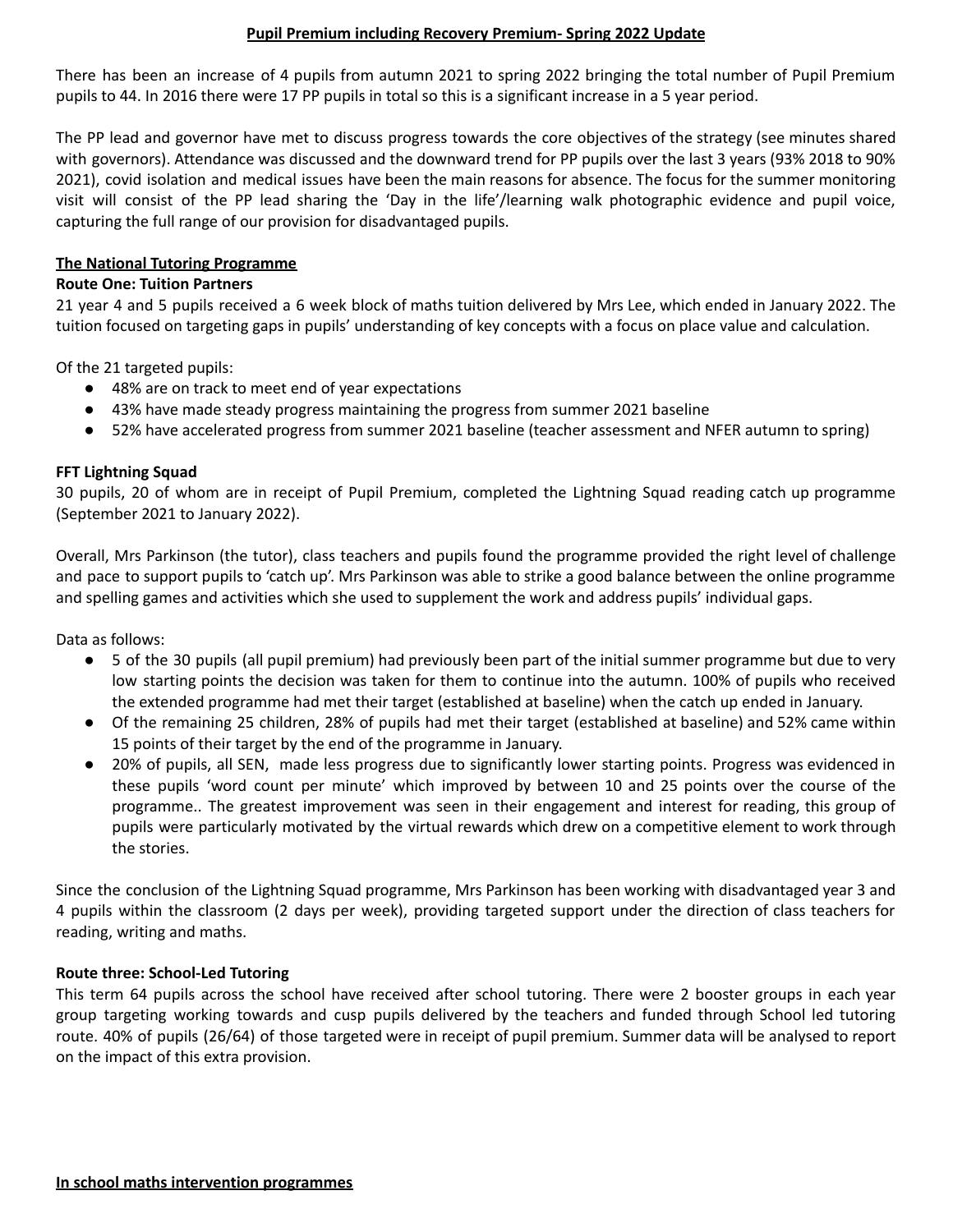# Pupil Premium including Recovery Premium- Spring 2022 Update

There has been an increase of 4 pupils from autumn 2021 to spring 2022 bringing the total number of Pupil Premium pupils to 44. In 2016 there were 17 PP pupils in total so this is a significant increase in a 5 year period.

The PP lead and governor have met to discuss progress towards the core objectives of the strategy (see minutes shared with governors). Attendance was discussed and the downward trend for PP pupils over the last 3 years (93% 2018 to 90% 2021), covid isolation and medical issues have been the main reasons for absence. The focus for the summer monitoring visit will consist of the PP lead sharing the 'Day in the life'/learning walk photographic evidence and pupil voice, capturing the full range of our provision for disadvantaged pupils.

## The National Tutoring Programme

### Route One: Tuition Partners

21 year 4 and 5 pupils received a 6 week block of maths tuition delivered by Mrs Lee, which ended in January 2022. The tuition focused on targeting gaps in pupils' understanding of key concepts with a focus on place value and calculation.

Of the 21 targeted pupils:

- 48% are on track to meet end of year expectations
- 43% have made steady progress maintaining the progress from summer 2021 baseline
- 52% have accelerated progress from summer 2021 baseline (teacher assessment and NFER autumn to spring)

### FFT Lightning Squad

30 pupils, 20 of whom are in receipt of Pupil Premium, completed the Lightning Squad reading catch up programme (September 2021 to January 2022).

Overall, Mrs Parkinson (the tutor), class teachers and pupils found the programme provided the right level of challenge and pace to support pupils to 'catch up'. Mrs Parkinson was able to strike a good balance between the online programme and spelling games and activities which she used to supplement the work and address pupils' individual gaps.

Data as follows:

- 5 of the 30 pupils (all pupil premium) had previously been part of the initial summer programme but due to very low starting points the decision was taken for them to continue into the autumn. 100% of pupils who received the extended programme had met their target (established at baseline) when the catch up ended in January.
- Of the remaining 25 children, 28% of pupils had met their target (established at baseline) and 52% came within 15 points of their target by the end of the programme in January.
- 20% of pupils, all SEN, made less progress due to significantly lower starting points. Progress was evidenced in these pupils 'word count per minute' which improved by between 10 and 25 points over the course of the programme.. The greatest improvement was seen in their engagement and interest for reading, this group of pupils were particularly motivated by the virtual rewards which drew on a competitive element to work through the stories.

Since the conclusion of the Lightning Squad programme, Mrs Parkinson has been working with disadvantaged year 3 and 4 pupils within the classroom (2 days per week), providing targeted support under the direction of class teachers for reading, writing and maths.

### Route three: School-Led Tutoring

This term 64 pupils across the school have received after school tutoring. There were 2 booster groups in each year group targeting working towards and cusp pupils delivered by the teachers and funded through School led tutoring route. 40% of pupils (26/64) of those targeted were in receipt of pupil premium. Summer data will be analysed to report on the impact of this extra provision.

## In school maths intervention programmes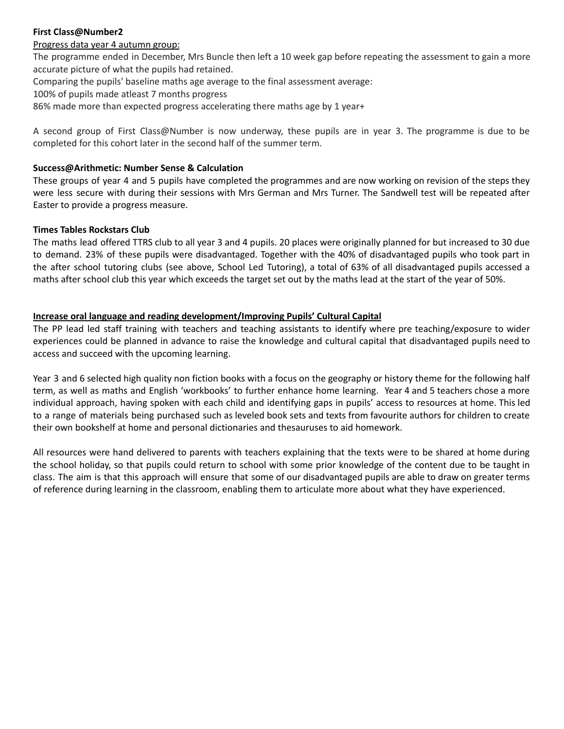**First Class@Number2**

Progress data year 4 autumn group:

The programme ended in December, Mrs Buncle then left a 10 week gap before repeating the assessment to gain a more accurate picture of what the pupils had retained.

Comparing the pupils' baseline maths age average to the final assessment average:

100% of pupils made atleast 7 months progress

86% made more than expected progress accelerating there maths age by 1 year+

A second group of First Class@Number is now underway, these pupils are in year 3. The programme is due to be completed for this cohort later in the second half of the summer term.

**Success@Arithmetic: Number Sense & Calculation**

These groups of year 4 and 5 pupils have completed the programmes and are now working on revision of the steps they were less secure with during their sessions with Mrs German and Mrs Turner. The Sandwell test will be repeated after Easter to provide a progress measure.

**Times Tables Rockstars Club**

The maths lead offered TTRS club to all year 3 and 4 pupils. 20 places were originally planned for but increased to 30 due to demand. 23% of these pupils were disadvantaged. Together with the 40% of disadvantaged pupils who took part in the after school tutoring clubs (see above, School Led Tutoring), a total of 63% of all disadvantaged pupils accessed a maths after school club this year which exceeds the target set out by the maths lead at the start of the year of 50%.

**Increase oral language and reading development/Improving Pupils' Cultural Capital**

The PP lead led staff training with teachers and teaching assistants to identify where pre teaching/exposure to wider experiences could be planned in advance to raise the knowledge and cultural capital that disadvantaged pupils need to access and succeed with the upcoming learning.

Year 3 and 6 selected high quality non fiction books with a focus on the geography or history theme for the following half term, as well as maths and English 'workbooks' to further enhance home learning. Year 4 and 5 teachers chose a more individual approach, having spoken with each child and identifying gaps in pupils' access to resources at home. This led to a range of materials being purchased such as leveled book sets and texts from favourite authors for children to create their own bookshelf at home and personal dictionaries and thesauruses to aid homework.

All resources were hand delivered to parents with teachers explaining that the texts were to be shared at home during the school holiday, so that pupils could return to school with some prior knowledge of the content due to be taught in class. The aim is that this approach will ensure that some of our disadvantaged pupils are able to draw on greater terms of reference during learning in the classroom, enabling them to articulate more about what they have experienced.